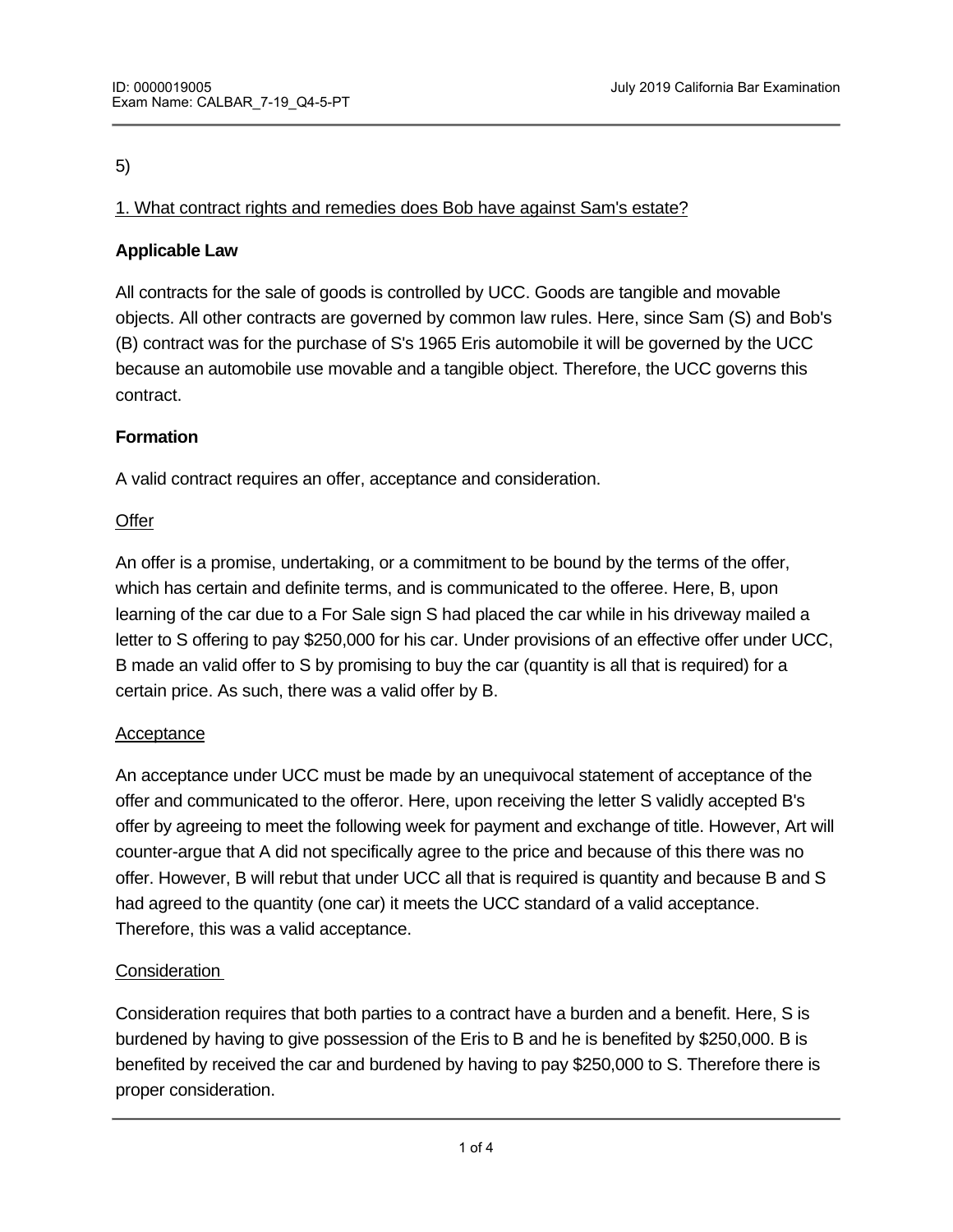5)

1. What contract rights and remedies does Bob have against Sam's estate?

**Applicable Law**

All contracts for the sale of goods is controlled by UCC. Goods are tangible and movable objects. All other contracts are governed by common law rules. Here, since Sam (S) and Bob's (B) contract was for the purchase of S's 1965 Eris automobile it will be governed by the UCC because an automobile use movable and a tangible object. Therefore, the UCC governs this contract.

**Formation**

A valid contract requires an offer, acceptance and consideration.

Offer

An offer is a promise, undertaking, or a commitment to be bound by the terms of the offer, which has certain and definite terms, and is communicated to the offeree. Here, B, upon learning of the car due to a For Sale sign S had placed the car while in his driveway mailed a letter to S offering to pay $250,000 for his car. Under provisions of an effective offer under UCC, B made an valid offer to S by promising to buy the car (quantity is all that is required) for a certain price. As such, there was a valid offer by B.

Acceptance

An acceptance under UCC must be made by an unequivocal statement of acceptance of the offer and communicated to the offeror. Here, upon receiving the letter S validly accepted B's offer by agreeing to meet the following week for payment and exchange of title. However, Art will counter-argue that A did not specifically agree to the price and because of this there was no offer. However, B will rebut that under UCC all that is required is quantity and because B and S had agreed to the quantity (one car) it meets the UCC standard of a valid acceptance. Therefore, this was a valid acceptance.

Consideration

Consideration requires that both parties to a contract have a burden and a benefit. Here, S is burdened by having to give possession of the Eris to B and he is benefited by $250,000. B is benefited by received the car and burdened by having to pay $250,000 to S. Therefore there is proper consideration.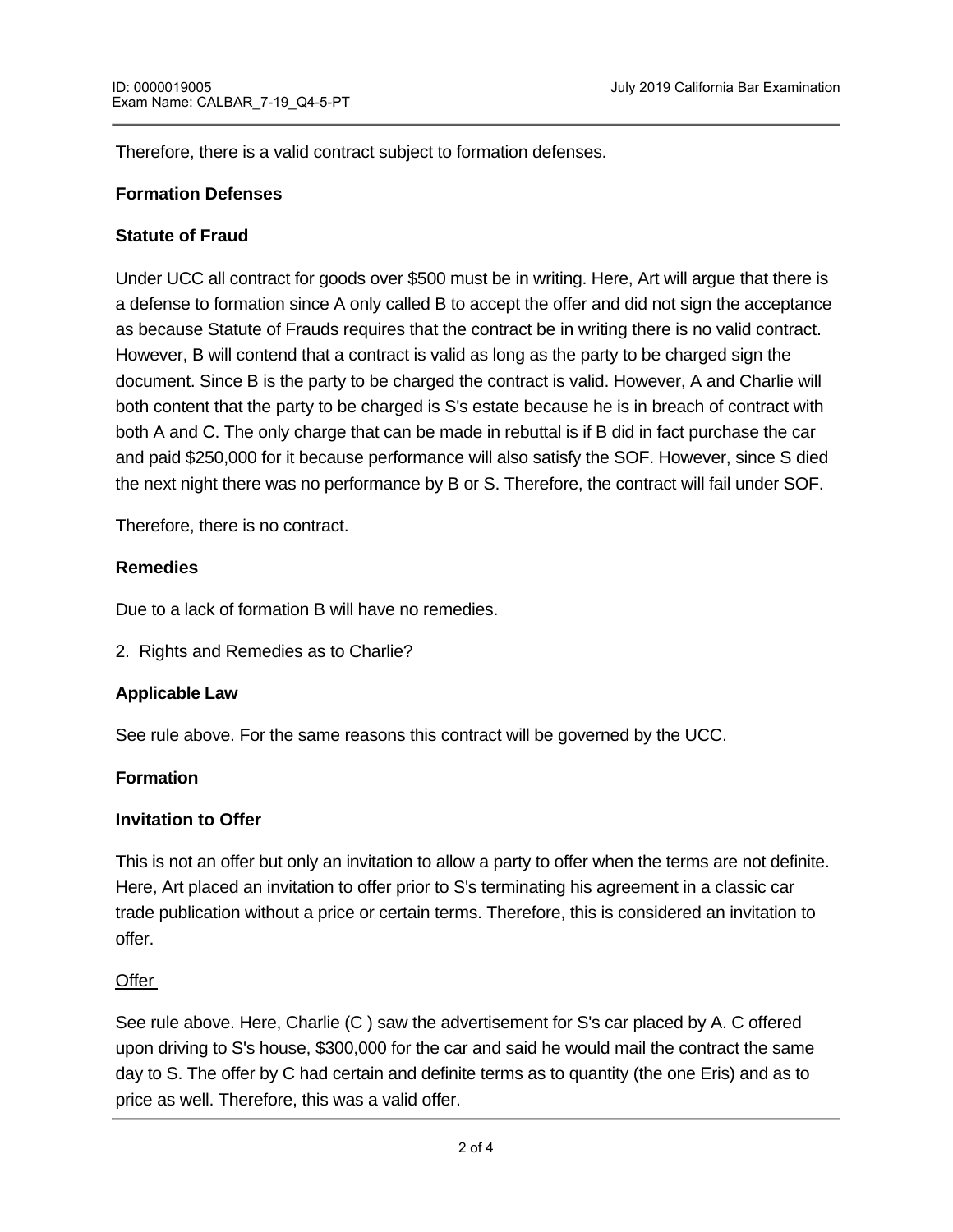Therefore, there is a valid contract subject to formation defenses.

**Formation Defenses**

**Statute of Fraud**

Under UCC all contract for goods over $500 must be in writing. Here, Art will argue that there is a defense to formation since A only called B to accept the offer and did not sign the acceptance as because Statute of Frauds requires that the contract be in writing there is no valid contract. However, B will contend that a contract is valid as long as the party to be charged sign the document. Since B is the party to be charged the contract is valid. However, A and Charlie will both content that the party to be charged is S's estate because he is in breach of contract with both A and C. The only charge that can be made in rebuttal is if B did in fact purchase the car and paid $250,000 for it because performance will also satisfy the SOF. However, since S died the next night there was no performance by B or S. Therefore, the contract will fail under SOF.

Therefore, there is no contract.

**Remedies**

Due to a lack of formation B will have no remedies.

<u>2. Rights and Remedies as to Charlie?</u>

**Applicable Law**

See rule above. For the same reasons this contract will be governed by the UCC.

**Formation**

**Invitation to Offer**

This is not an offer but only an invitation to allow a party to offer when the terms are not definite. Here, Art placed an invitation to offer prior to S's terminating his agreement in a classic car trade publication without a price or certain terms. Therefore, this is considered an invitation to offer.

<u>Offer</u>

See rule above. Here, Charlie (C ) saw the advertisement for S's car placed by A. C offered upon driving to S's house, $300,000 for the car and said he would mail the contract the same day to S. The offer by C had certain and definite terms as to quantity (the one Eris) and as to price as well. Therefore, this was a valid offer.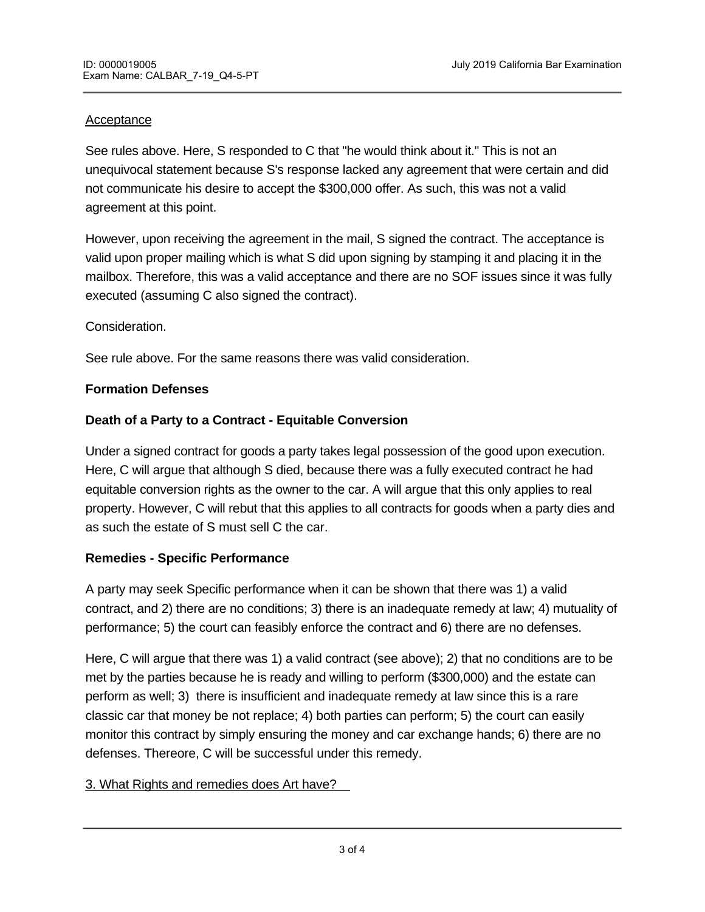Acceptance

See rules above. Here, S responded to C that "he would think about it." This is not an unequivocal statement because S's response lacked any agreement that were certain and did not communicate his desire to accept the $300,000 offer. As such, this was not a valid agreement at this point.

However, upon receiving the agreement in the mail, S signed the contract. The acceptance is valid upon proper mailing which is what S did upon signing by stamping it and placing it in the mailbox. Therefore, this was a valid acceptance and there are no SOF issues since it was fully executed (assuming C also signed the contract).

Consideration.

See rule above. For the same reasons there was valid consideration.

**Formation Defenses**

**Death of a Party to a Contract - Equitable Conversion**

Under a signed contract for goods a party takes legal possession of the good upon execution. Here, C will argue that although S died, because there was a fully executed contract he had equitable conversion rights as the owner to the car. A will argue that this only applies to real property. However, C will rebut that this applies to all contracts for goods when a party dies and as such the estate of S must sell C the car.

**Remedies - Specific Performance**

A party may seek Specific performance when it can be shown that there was 1) a valid contract, and 2) there are no conditions; 3) there is an inadequate remedy at law; 4) mutuality of performance; 5) the court can feasibly enforce the contract and 6) there are no defenses.

Here, C will argue that there was 1) a valid contract (see above); 2) that no conditions are to be met by the parties because he is ready and willing to perform ($300,000) and the estate can perform as well; 3) there is insufficient and inadequate remedy at law since this is a rare classic car that money be not replace; 4) both parties can perform; 5) the court can easily monitor this contract by simply ensuring the money and car exchange hands; 6) there are no defenses. Thereore, C will be successful under this remedy.

3. What Rights and remedies does Art have?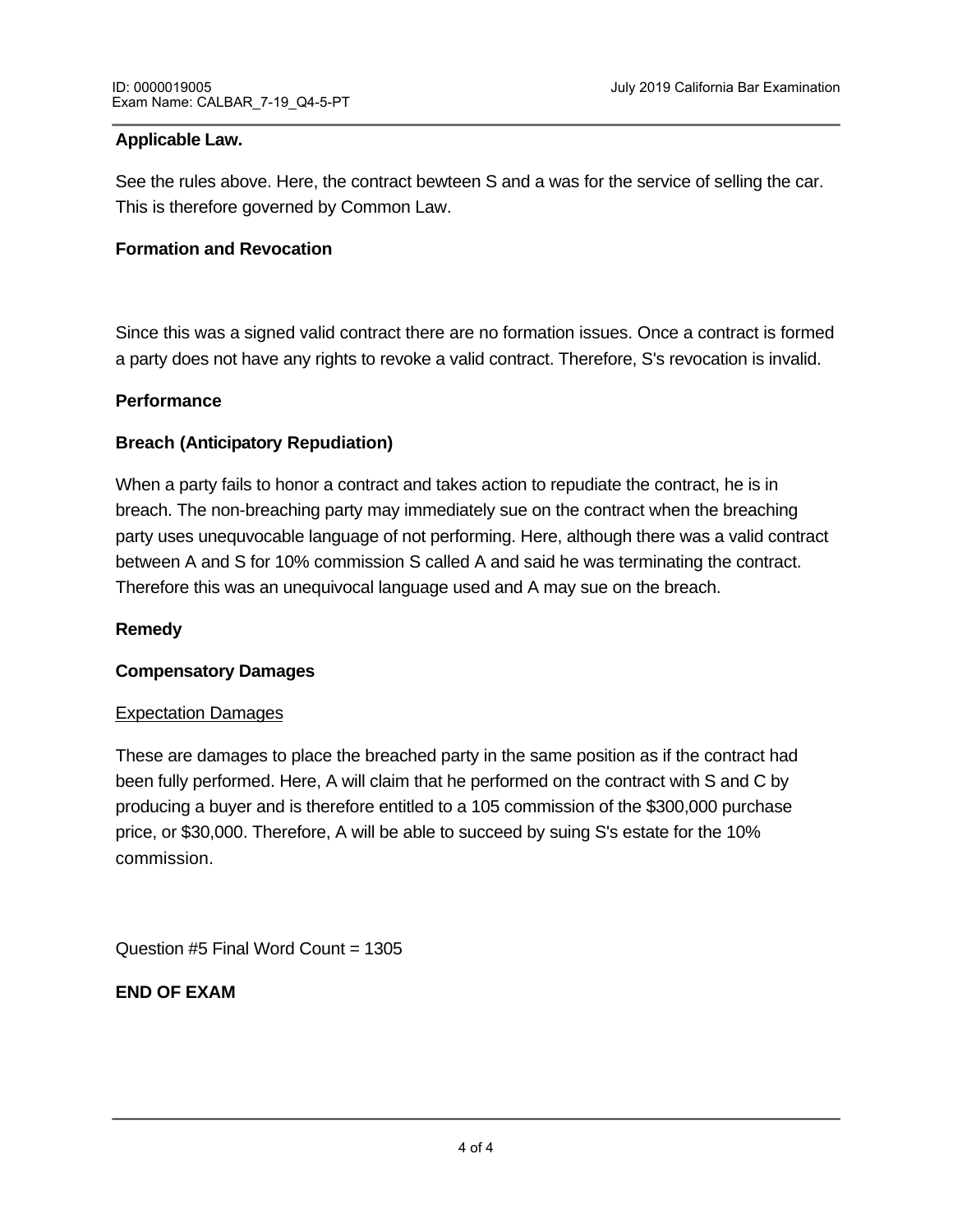**Applicable Law.**

See the rules above. Here, the contract bewteen S and a was for the service of selling the car. This is therefore governed by Common Law.

**Formation and Revocation**

Since this was a signed valid contract there are no formation issues. Once a contract is formed a party does not have any rights to revoke a valid contract. Therefore, S's revocation is invalid.

**Performance**

**Breach (Anticipatory Repudiation)**

When a party fails to honor a contract and takes action to repudiate the contract, he is in breach. The non-breaching party may immediately sue on the contract when the breaching party uses unequvocable language of not performing. Here, although there was a valid contract between A and S for 10% commission S called A and said he was terminating the contract. Therefore this was an unequivocal language used and A may sue on the breach.

**Remedy**

**Compensatory Damages**

Expectation Damages

These are damages to place the breached party in the same position as if the contract had been fully performed. Here, A will claim that he performed on the contract with S and C by producing a buyer and is therefore entitled to a 105 commission of the $300,000 purchase price, or $30,000. Therefore, A will be able to succeed by suing S's estate for the 10% commission.

Question #5 Final Word Count = 1305

**END OF EXAM**